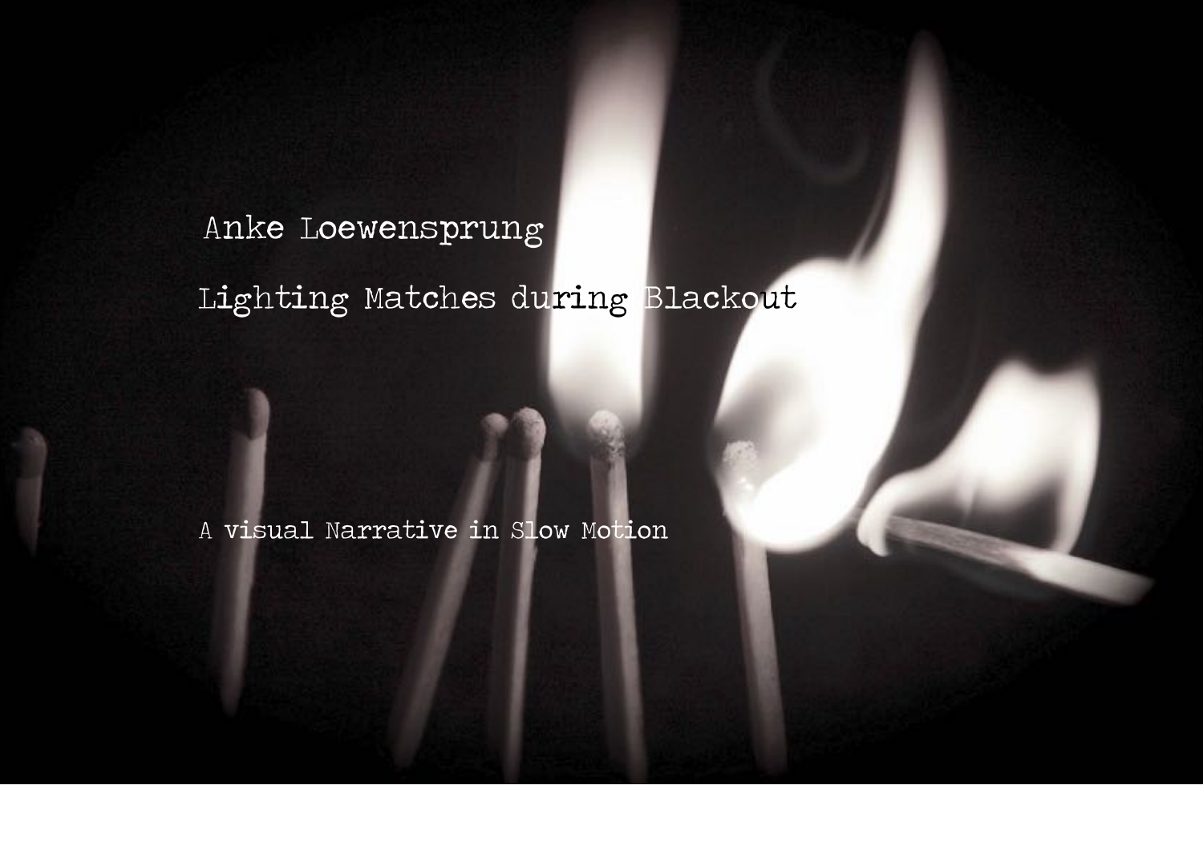Anke Loewensprung

# Lighting Matches during Blackout

A visual Narrative in Slow Motion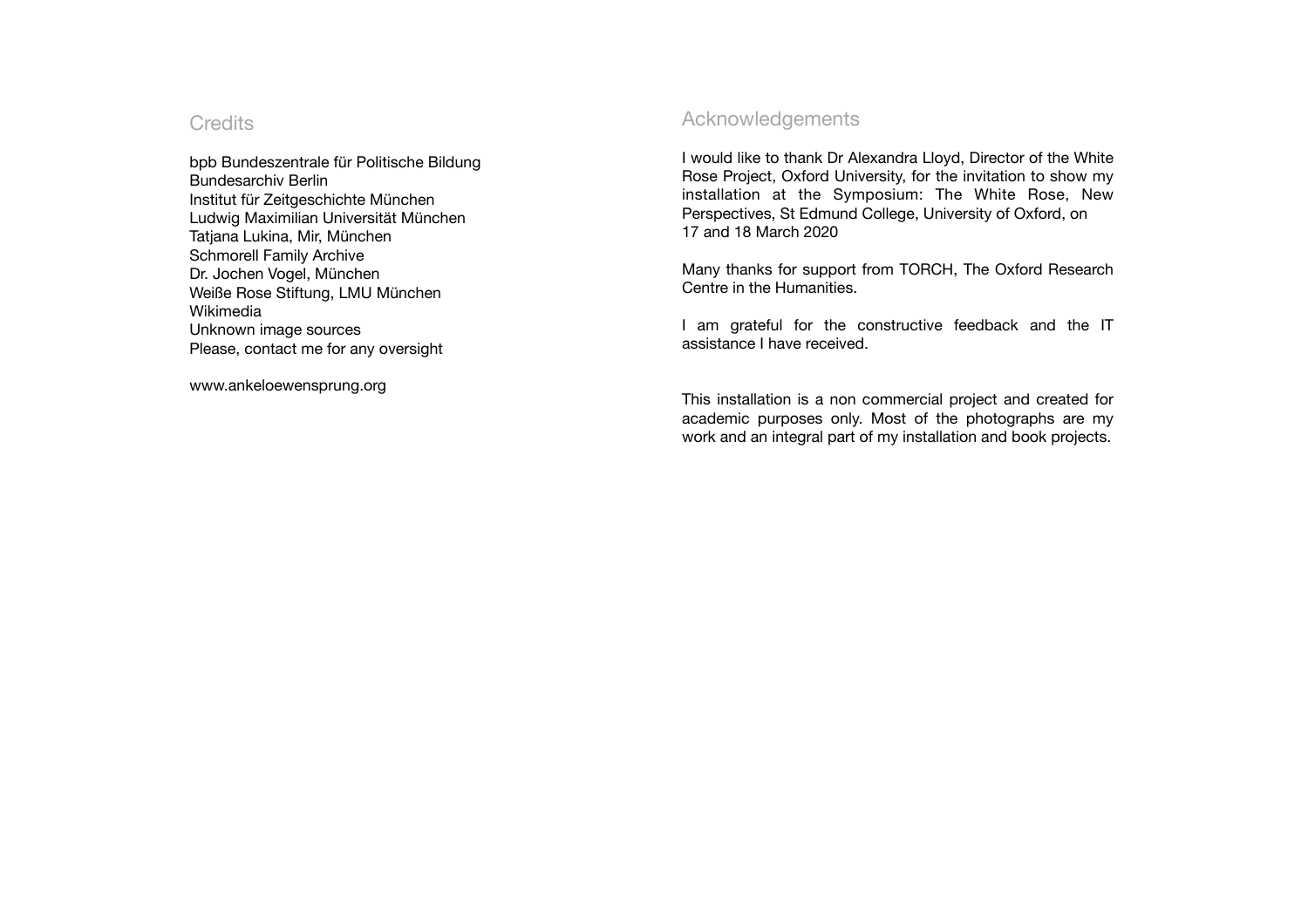## Credits

bpb Bundeszentrale für Politische Bildung
Bundesarchiv Berlin
Institut für Zeitgeschichte München
Ludwig Maximilian Universität München
Tatjana Lukina, Mir, München
Schmorell Family Archive
Dr. Jochen Vogel, München
Weiße Rose Stiftung, LMU München
Wikimedia
Unknown image sources
Please, contact me for any oversight

www.ankeloewensprung.org

## Acknowledgements

I would like to thank Dr Alexandra Lloyd, Director of the White Rose Project, Oxford University, for the invitation to show my installation at the Symposium: The White Rose, New Perspectives, St Edmund College, University of Oxford, on 17 and 18 March 2020

Many thanks for support from TORCH, The Oxford Research Centre in the Humanities.

I am grateful for the constructive feedback and the IT assistance I have received.

This installation is a non commercial project and created for academic purposes only. Most of the photographs are my work and an integral part of my installation and book projects.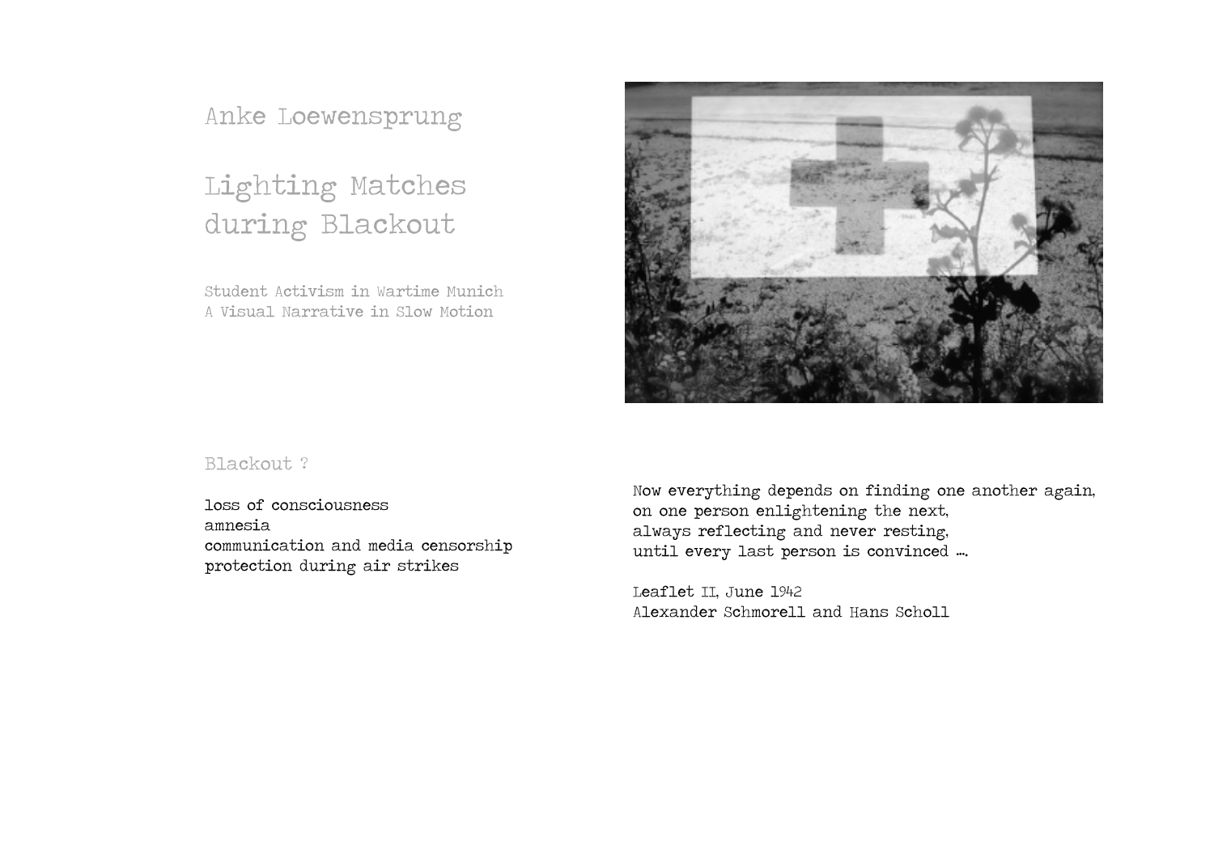Anke Loewensprung

# Lighting Matches during Blackout

Student Activism in Wartime Munich
A Visual Narrative in Slow Motion

## Blackout ?

loss of consciousness
amnesia
communication and media censorship
protection during air strikes

Now everything depends on finding one another again,
on one person enlightening the next,
always reflecting and never resting,
until every last person is convinced ….

Leaflet II, June 1942
Alexander Schmorell and Hans Scholl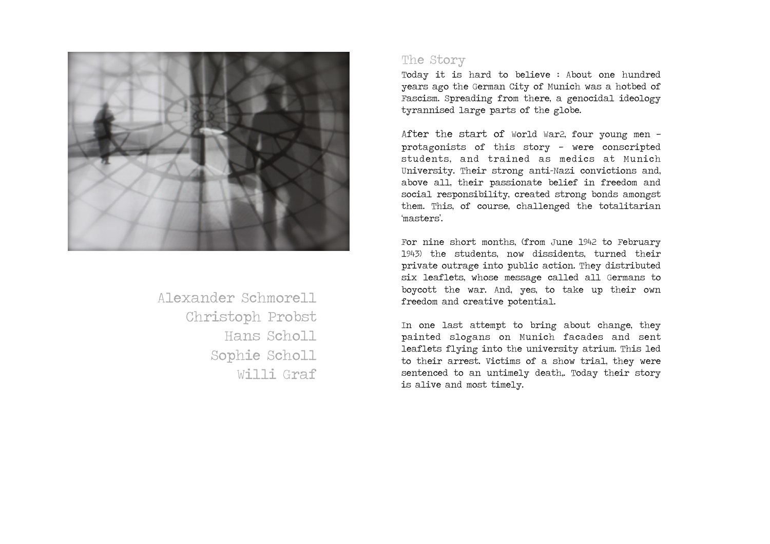Alexander Schmorell
Christoph Probst
Hans Scholl
Sophie Scholl
Willi Graf

## The Story

Today it is hard to believe : About one hundred years ago the German City of Munich was a hotbed of Fascism. Spreading from there, a genocidal ideology tyrannised large parts of the globe.

After the start of World War2, four young men - protagonists of this story - were conscripted students, and trained as medics at Munich University. Their strong anti-Nazi convictions and, above all, their passionate belief in freedom and social responsibility, created strong bonds amongst them. This, of course, challenged the totalitarian 'masters'.

For nine short months, (from June 1942 to February 1943) the students, now dissidents, turned their private outrage into public action. They distributed six leaflets, whose message called all Germans to boycott the war. And, yes, to take up their own freedom and creative potential.

In one last attempt to bring about change, they painted slogans on Munich facades and sent leaflets flying into the university atrium. This led to their arrest. Victims of a show trial, they were sentenced to an untimely death,. Today their story is alive and most timely.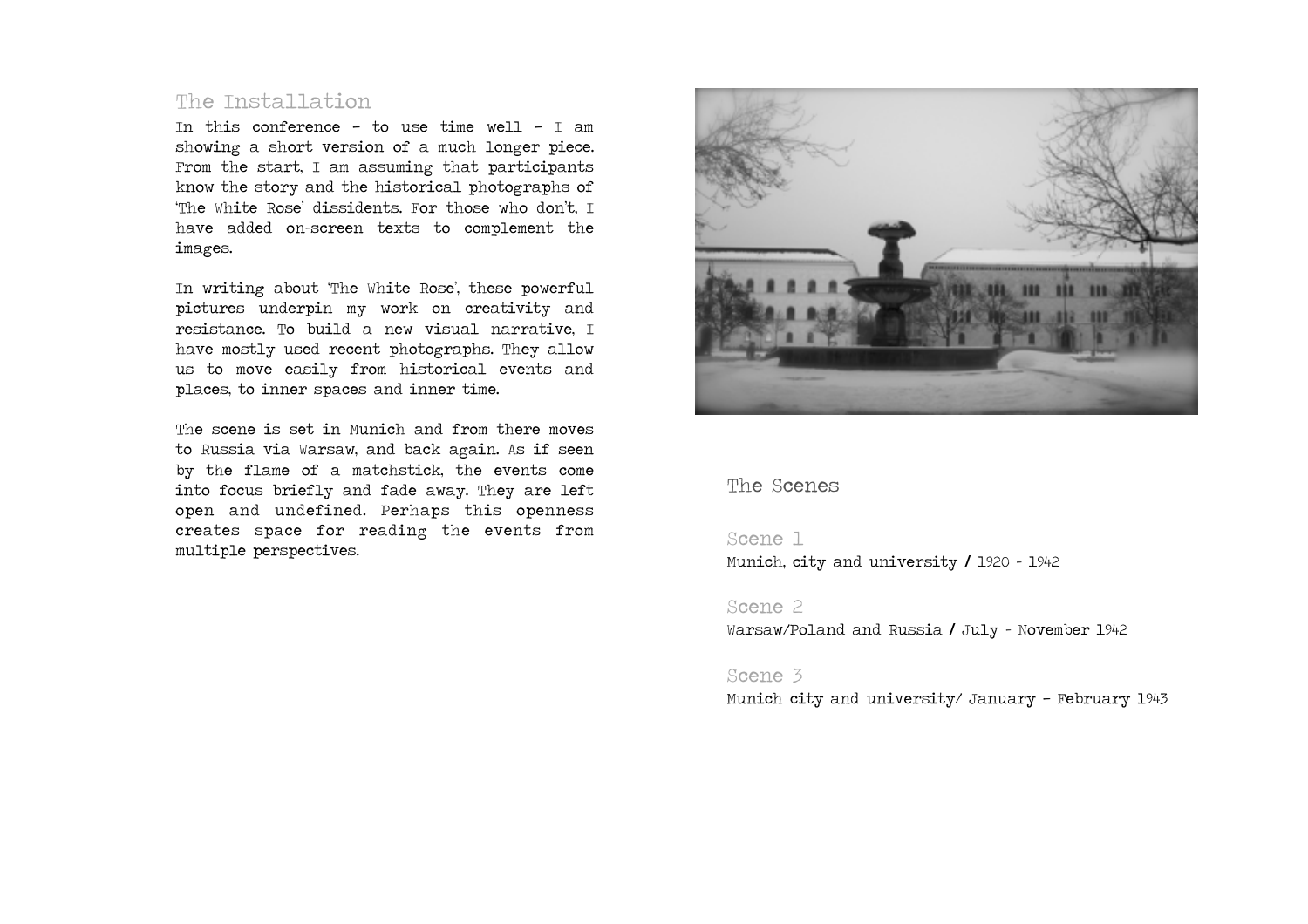## The Installation

In this conference – to use time well – I am showing a short version of a much longer piece. From the start, I am assuming that participants know the story and the historical photographs of 'The White Rose' dissidents. For those who don't, I have added on-screen texts to complement the images.

In writing about 'The White Rose', these powerful pictures underpin my work on creativity and resistance. To build a new visual narrative, I have mostly used recent photographs. They allow us to move easily from historical events and places, to inner spaces and inner time.

The scene is set in Munich and from there moves to Russia via Warsaw, and back again. As if seen by the flame of a matchstick, the events come into focus briefly and fade away. They are left open and undefined. Perhaps this openness creates space for reading the events from multiple perspectives.

## The Scenes

### Scene 1

Munich, city and university / 1920 - 1942

### Scene 2

Warsaw/Poland and Russia / July - November 1942

### Scene 3

Munich city and university/ January – February 1943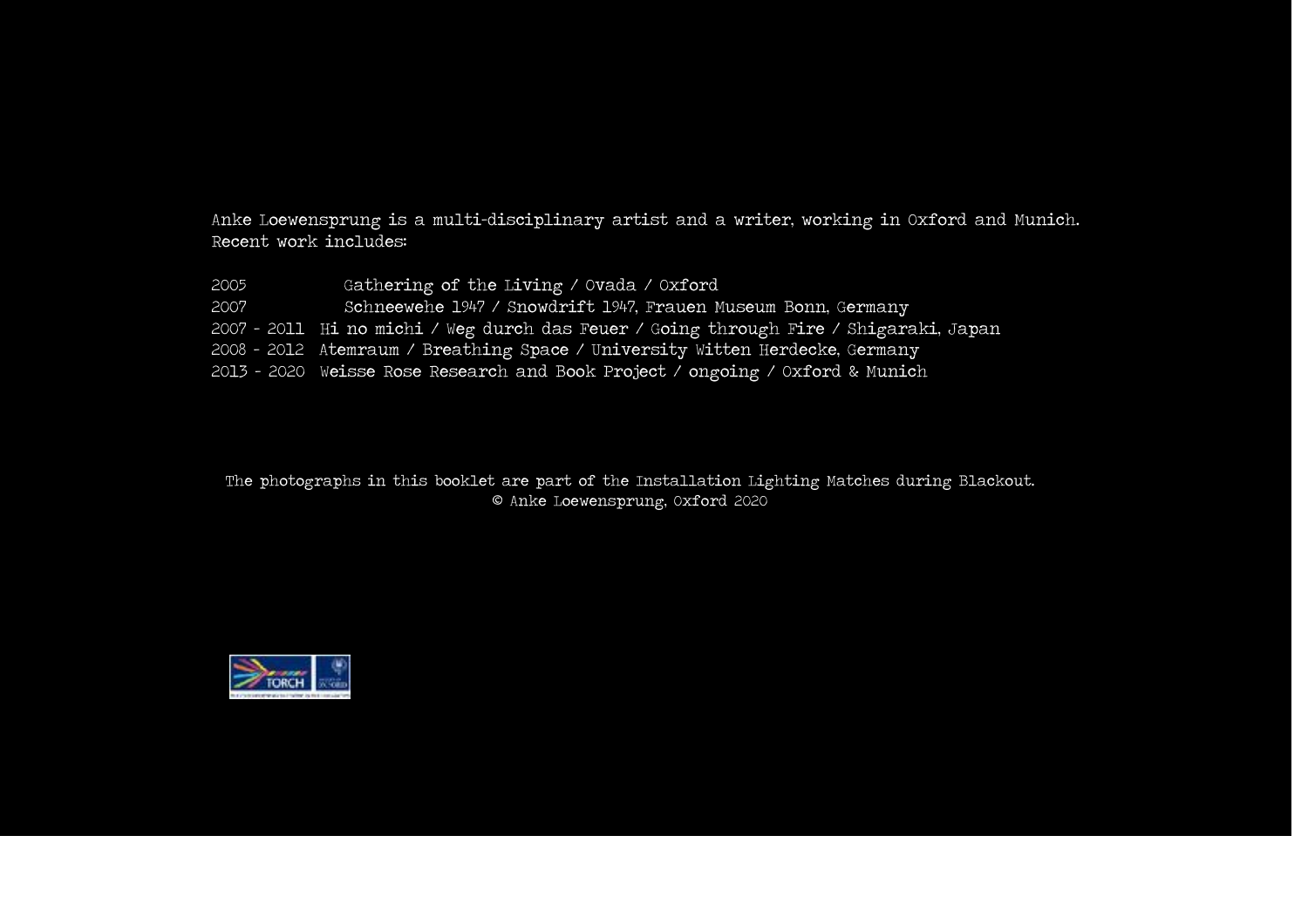Anke Loewensprung is a multi-disciplinary artist and a writer, working in Oxford and Munich. Recent work includes:

| | |
|---|---|
| 2005 | Gathering of the Living / Ovada / Oxford |
| 2007 | Schneewehe 1947 / Snowdrift 1947, Frauen Museum Bonn, Germany |
| 2007 - 2011 | Hi no michi / Weg durch das Feuer / Going through Fire / Shigaraki, Japan |
| 2008 - 2012 | Atemraum / Breathing Space / University Witten Herdecke, Germany |
| 2013 - 2020 | Weisse Rose Research and Book Project / ongoing / Oxford & Munich |

The photographs in this booklet are part of the Installation Lighting Matches during Blackout.
© Anke Loewensprung, Oxford 2020